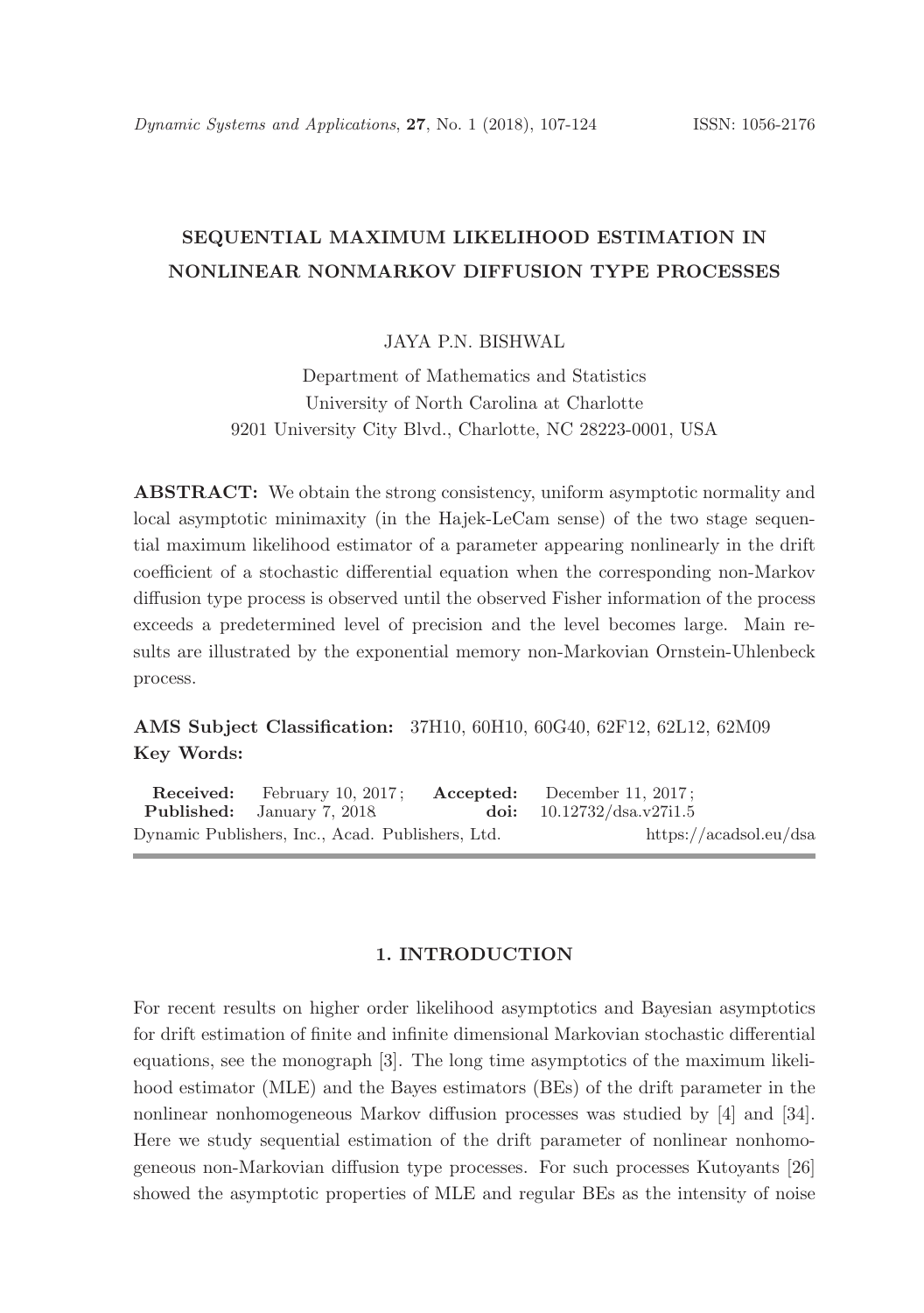# SEQUENTIAL MAXIMUM LIKELIHOOD ESTIMATION IN NONLINEAR NONMARKOV DIFFUSION TYPE PROCESSES

JAYA P.N. BISHWAL

Department of Mathematics and Statistics
University of North Carolina at Charlotte
9201 University City Blvd., Charlotte, NC 28223-0001, USA

**ABSTRACT:** We obtain the strong consistency, uniform asymptotic normality and local asymptotic minimaxity (in the Hajek-LeCam sense) of the two stage sequential maximum likelihood estimator of a parameter appearing nonlinearly in the drift coefficient of a stochastic differential equation when the corresponding non-Markov diffusion type process is observed until the observed Fisher information of the process exceeds a predetermined level of precision and the level becomes large. Main results are illustrated by the exponential memory non-Markovian Ornstein-Uhlenbeck process.

**AMS Subject Classification:** 37H10, 60H10, 60G40, 62F12, 62L12, 62M09
**Key Words:**

**Received:** February 10, 2017; **Accepted:** December 11, 2017;
**Published:** January 7, 2018 **doi:** 10.12732/dsa.v27i1.5
Dynamic Publishers, Inc., Acad. Publishers, Ltd. https://acadsol.eu/dsa

## 1. INTRODUCTION

For recent results on higher order likelihood asymptotics and Bayesian asymptotics for drift estimation of finite and infinite dimensional Markovian stochastic differential equations, see the monograph [3]. The long time asymptotics of the maximum likelihood estimator (MLE) and the Bayes estimators (BEs) of the drift parameter in the nonlinear nonhomogeneous Markov diffusion processes was studied by [4] and [34]. Here we study sequential estimation of the drift parameter of nonlinear nonhomogeneous non-Markovian diffusion type processes. For such processes Kutoyants [26] showed the asymptotic properties of MLE and regular BEs as the intensity of noise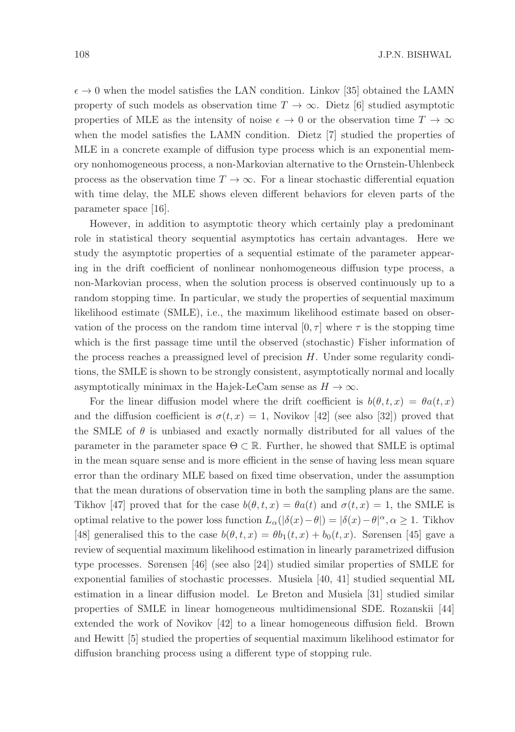$\epsilon \to 0$ when the model satisfies the LAN condition. Linkov [35] obtained the LAMN property of such models as observation time $T \to \infty$. Dietz [6] studied asymptotic properties of MLE as the intensity of noise $\epsilon \to 0$ or the observation time $T \to \infty$ when the model satisfies the LAMN condition. Dietz [7] studied the properties of MLE in a concrete example of diffusion type process which is an exponential memory nonhomogeneous process, a non-Markovian alternative to the Ornstein-Uhlenbeck process as the observation time $T \to \infty$. For a linear stochastic differential equation with time delay, the MLE shows eleven different behaviors for eleven parts of the parameter space [16].

However, in addition to asymptotic theory which certainly play a predominant role in statistical theory sequential asymptotics has certain advantages. Here we study the asymptotic properties of a sequential estimate of the parameter appearing in the drift coefficient of nonlinear nonhomogeneous diffusion type process, a non-Markovian process, when the solution process is observed continuously up to a random stopping time. In particular, we study the properties of sequential maximum likelihood estimate (SMLE), i.e., the maximum likelihood estimate based on observation of the process on the random time interval $[0, \tau]$ where $\tau$ is the stopping time which is the first passage time until the observed (stochastic) Fisher information of the process reaches a preassigned level of precision $H$. Under some regularity conditions, the SMLE is shown to be strongly consistent, asymptotically normal and locally asymptotically minimax in the Hajek-LeCam sense as $H \to \infty$.

For the linear diffusion model where the drift coefficient is $b(\theta, t, x) = \theta a(t, x)$ and the diffusion coefficient is $\sigma(t, x) = 1$, Novikov [42] (see also [32]) proved that the SMLE of $\theta$ is unbiased and exactly normally distributed for all values of the parameter in the parameter space $\Theta \subset \mathbb{R}$. Further, he showed that SMLE is optimal in the mean square sense and is more efficient in the sense of having less mean square error than the ordinary MLE based on fixed time observation, under the assumption that the mean durations of observation time in both the sampling plans are the same. Tikhov [47] proved that for the case $b(\theta, t, x) = \theta a(t)$ and $\sigma(t, x) = 1$, the SMLE is optimal relative to the power loss function $L_\alpha(|\delta(x) - \theta|) = |\delta(x) - \theta|^\alpha, \alpha \geq 1$. Tikhov [48] generalised this to the case $b(\theta, t, x) = \theta b_1(t, x) + b_0(t, x)$. Sørensen [45] gave a review of sequential maximum likelihood estimation in linearly parametrized diffusion type processes. Sørensen [46] (see also [24]) studied similar properties of SMLE for exponential families of stochastic processes. Musiela [40, 41] studied sequential ML estimation in a linear diffusion model. Le Breton and Musiela [31] studied similar properties of SMLE in linear homogeneous multidimensional SDE. Rozanskii [44] extended the work of Novikov [42] to a linear homogeneous diffusion field. Brown and Hewitt [5] studied the properties of sequential maximum likelihood estimator for diffusion branching process using a different type of stopping rule.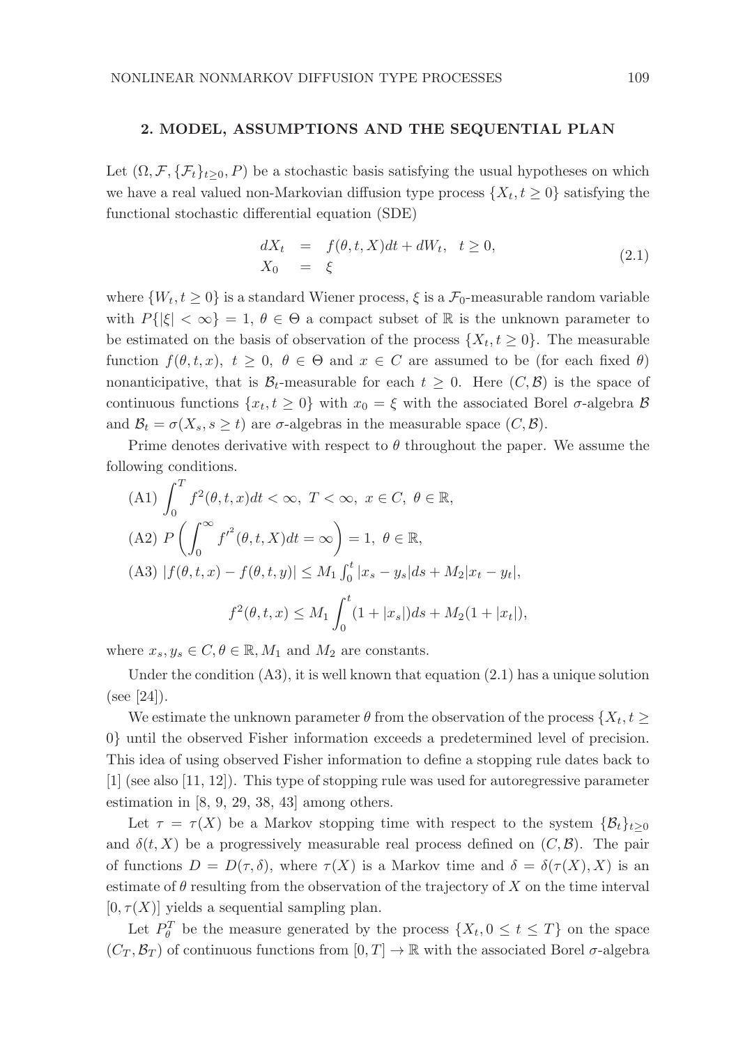## 2. MODEL, ASSUMPTIONS AND THE SEQUENTIAL PLAN

Let $(\Omega, \mathcal{F}, \{\mathcal{F}_t\}_{t\geq 0}, P)$ be a stochastic basis satisfying the usual hypotheses on which we have a real valued non-Markovian diffusion type process $\{X_t, t \geq 0\}$ satisfying the functional stochastic differential equation (SDE)

$$
\begin{aligned}
dX_t &= f(\theta, t, X)dt + dW_t, \quad t \geq 0, \\
X_0 &= \xi
\end{aligned}
\tag{2.1}
$$

where $\{W_t, t \geq 0\}$ is a standard Wiener process, $\xi$ is a $\mathcal{F}_0$-measurable random variable with $P\{|\xi| < \infty\} = 1$, $\theta \in \Theta$ a compact subset of $\mathbb{R}$ is the unknown parameter to be estimated on the basis of observation of the process $\{X_t, t \geq 0\}$. The measurable function $f(\theta, t, x)$, $t \geq 0$, $\theta \in \Theta$ and $x \in C$ are assumed to be (for each fixed $\theta$) nonanticipative, that is $\mathcal{B}_t$-measurable for each $t \geq 0$. Here $(C, \mathcal{B})$ is the space of continuous functions $\{x_t, t \geq 0\}$ with $x_0 = \xi$ with the associated Borel $\sigma$-algebra $\mathcal{B}$ and $\mathcal{B}_t = \sigma(X_s, s \geq t)$ are $\sigma$-algebras in the measurable space $(C, \mathcal{B})$.

Prime denotes derivative with respect to $\theta$ throughout the paper. We assume the following conditions.

(A1) $\displaystyle\int_0^T f^2(\theta, t, x)dt < \infty, \ T < \infty, \ x \in C, \ \theta \in \mathbb{R},$

(A2) $\displaystyle P\left(\int_0^\infty f'^2(\theta, t, X)dt = \infty\right) = 1, \ \theta \in \mathbb{R},$

(A3) $|f(\theta, t, x) - f(\theta, t, y)| \leq M_1 \int_0^t |x_s - y_s| ds + M_2 |x_t - y_t|,$

$$
f^2(\theta, t, x) \leq M_1 \int_0^t (1 + |x_s|)ds + M_2(1 + |x_t|),
$$

where $x_s, y_s \in C, \theta \in \mathbb{R}, M_1$ and $M_2$ are constants.

Under the condition (A3), it is well known that equation (2.1) has a unique solution (see [24]).

We estimate the unknown parameter $\theta$ from the observation of the process $\{X_t, t \geq 0\}$ until the observed Fisher information exceeds a predetermined level of precision. This idea of using observed Fisher information to define a stopping rule dates back to [1] (see also [11, 12]). This type of stopping rule was used for autoregressive parameter estimation in [8, 9, 29, 38, 43] among others.

Let $\tau = \tau(X)$ be a Markov stopping time with respect to the system $\{\mathcal{B}_t\}_{t\geq 0}$ and $\delta(t, X)$ be a progressively measurable real process defined on $(C, \mathcal{B})$. The pair of functions $D = D(\tau, \delta)$, where $\tau(X)$ is a Markov time and $\delta = \delta(\tau(X), X)$ is an estimate of $\theta$ resulting from the observation of the trajectory of $X$ on the time interval $[0, \tau(X)]$ yields a sequential sampling plan.

Let $P_\theta^T$ be the measure generated by the process $\{X_t, 0 \leq t \leq T\}$ on the space $(C_T, \mathcal{B}_T)$ of continuous functions from $[0, T] \to \mathbb{R}$ with the associated Borel $\sigma$-algebra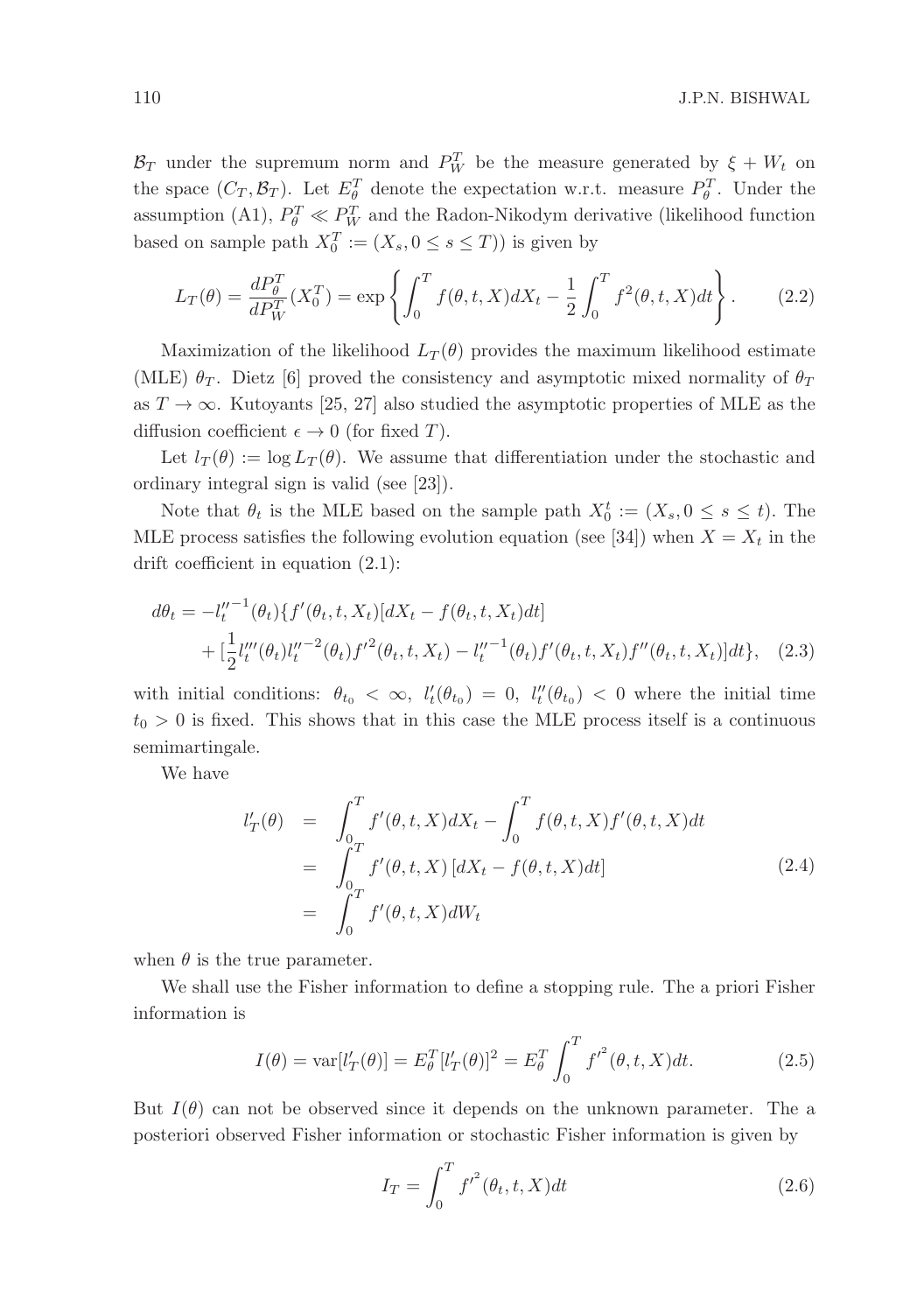$\mathcal{B}_T$ under the supremum norm and $P_W^T$ be the measure generated by $\xi + W_t$ on the space $(C_T, \mathcal{B}_T)$. Let $E_\theta^T$ denote the expectation w.r.t. measure $P_\theta^T$. Under the assumption (A1), $P_\theta^T \ll P_W^T$ and the Radon-Nikodym derivative (likelihood function based on sample path $X_0^T := (X_s, 0 \le s \le T)$) is given by

$$L_T(\theta) = \frac{dP_\theta^T}{dP_W^T}(X_0^T) = \exp\left\{ \int_0^T f(\theta, t, X) dX_t - \frac{1}{2} \int_0^T f^2(\theta, t, X) dt \right\}. \tag{2.2}$$

Maximization of the likelihood $L_T(\theta)$ provides the maximum likelihood estimate (MLE) $\theta_T$. Dietz [6] proved the consistency and asymptotic mixed normality of $\theta_T$ as $T \to \infty$. Kutoyants [25, 27] also studied the asymptotic properties of MLE as the diffusion coefficient $\epsilon \to 0$ (for fixed $T$).

Let $l_T(\theta) := \log L_T(\theta)$. We assume that differentiation under the stochastic and ordinary integral sign is valid (see [23]).

Note that $\theta_t$ is the MLE based on the sample path $X_0^t := (X_s, 0 \le s \le t)$. The MLE process satisfies the following evolution equation (see [34]) when $X = X_t$ in the drift coefficient in equation (2.1):

$$\begin{aligned} d\theta_t = & -l_t''^{-1}(\theta_t)\{f'(\theta_t, t, X_t)[dX_t - f(\theta_t, t, X_t)dt] \\ & + [\frac{1}{2} l_t'''(\theta_t) l_t''^{-2}(\theta_t) f'^2(\theta_t, t, X_t) - l_t''^{-1}(\theta_t) f'(\theta_t, t, X_t) f''(\theta_t, t, X_t)]dt\}, \end{aligned} \tag{2.3}$$

with initial conditions: $\theta_{t_0} < \infty$, $l_t'(\theta_{t_0}) = 0$, $l_t''(\theta_{t_0}) < 0$ where the initial time $t_0 > 0$ is fixed. This shows that in this case the MLE process itself is a continuous semimartingale.

We have

$$\begin{aligned} l_T'(\theta) &= \int_0^T f'(\theta, t, X) dX_t - \int_0^T f(\theta, t, X) f'(\theta, t, X) dt \\ &= \int_0^T f'(\theta, t, X) \left[ dX_t - f(\theta, t, X) dt \right] \\ &= \int_0^T f'(\theta, t, X) dW_t \end{aligned} \tag{2.4}$$

when $\theta$ is the true parameter.

We shall use the Fisher information to define a stopping rule. The a priori Fisher information is

$$I(\theta) = \text{var}[l_T'(\theta)] = E_\theta^T [l_T'(\theta)]^2 = E_\theta^T \int_0^T f'^2(\theta, t, X) dt. \tag{2.5}$$

But $I(\theta)$ can not be observed since it depends on the unknown parameter. The a posteriori observed Fisher information or stochastic Fisher information is given by

$$I_T = \int_0^T f'^2(\theta_t, t, X) dt \tag{2.6}$$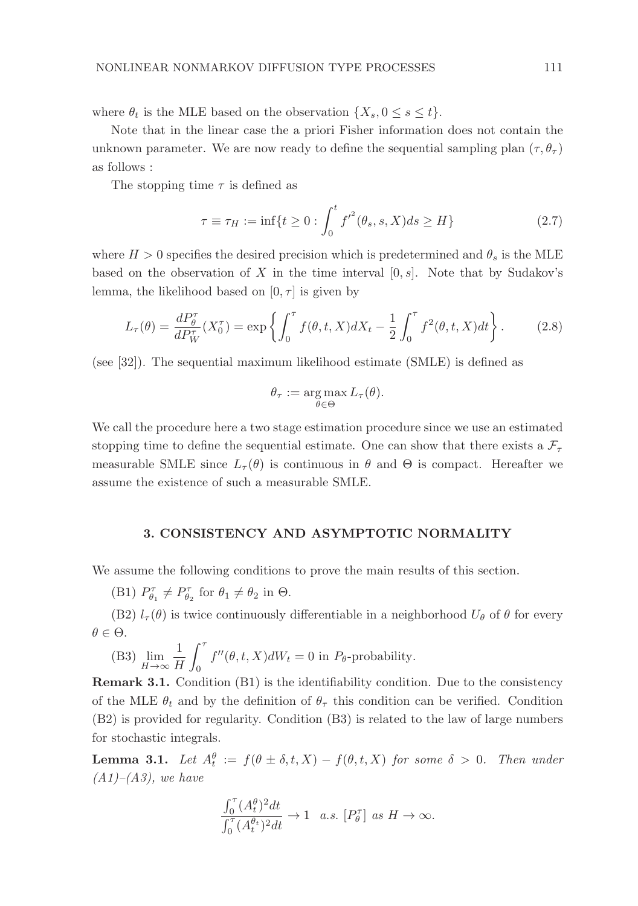where $\theta_t$ is the MLE based on the observation $\{X_s, 0 \le s \le t\}$.

Note that in the linear case the a priori Fisher information does not contain the unknown parameter. We are now ready to define the sequential sampling plan $(\tau, \theta_\tau)$ as follows :

The stopping time $\tau$ is defined as

$$\tau \equiv \tau_H := \inf\{t \ge 0 : \int_0^t f'^2(\theta_s, s, X)ds \ge H\} \tag{2.7}$$

where $H > 0$ specifies the desired precision which is predetermined and $\theta_s$ is the MLE based on the observation of $X$ in the time interval $[0, s]$. Note that by Sudakov's lemma, the likelihood based on $[0, \tau]$ is given by

$$L_\tau(\theta) = \frac{dP_\theta^\tau}{dP_W^\tau}(X_0^\tau) = \exp\left\{\int_0^\tau f(\theta, t, X)dX_t - \frac{1}{2}\int_0^\tau f^2(\theta, t, X)dt\right\}. \tag{2.8}$$

(see [32]). The sequential maximum likelihood estimate (SMLE) is defined as

$$\theta_\tau := \arg\max_{\theta \in \Theta} L_\tau(\theta).$$

We call the procedure here a two stage estimation procedure since we use an estimated stopping time to define the sequential estimate. One can show that there exists a $\mathcal{F}_\tau$ measurable SMLE since $L_\tau(\theta)$ is continuous in $\theta$ and $\Theta$ is compact. Hereafter we assume the existence of such a measurable SMLE.

## 3. CONSISTENCY AND ASYMPTOTIC NORMALITY

We assume the following conditions to prove the main results of this section.

(B1) $P_{\theta_1}^\tau \neq P_{\theta_2}^\tau$ for $\theta_1 \neq \theta_2$ in $\Theta$.

(B2) $l_\tau(\theta)$ is twice continuously differentiable in a neighborhood $U_\theta$ of $\theta$ for every $\theta \in \Theta$.

(B3) $\lim\limits_{H \to \infty} \dfrac{1}{H}\displaystyle\int_0^\tau f''(\theta, t, X)dW_t = 0$ in $P_\theta$-probability.

**Remark 3.1.** Condition (B1) is the identifiability condition. Due to the consistency of the MLE $\theta_t$ and by the definition of $\theta_\tau$ this condition can be verified. Condition (B2) is provided for regularity. Condition (B3) is related to the law of large numbers for stochastic integrals.

**Lemma 3.1.** *Let $A_t^\theta := f(\theta \pm \delta, t, X) - f(\theta, t, X)$ for some $\delta > 0$. Then under (A1)–(A3), we have*

$$\frac{\int_0^\tau (A_t^\theta)^2 dt}{\int_0^\tau (A_t^{\theta_t})^2 dt} \to 1 \quad a.s.\ [P_\theta^\tau] \text{ as } H \to \infty.$$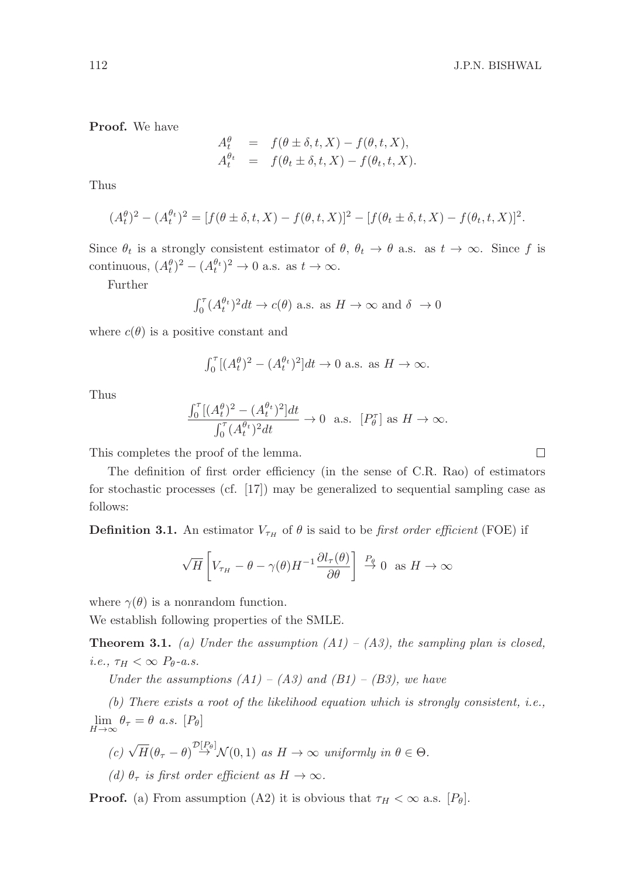**Proof.** We have

$$
\begin{aligned}
A_t^{\theta} &= f(\theta \pm \delta, t, X) - f(\theta, t, X), \\
A_t^{\theta_t} &= f(\theta_t \pm \delta, t, X) - f(\theta_t, t, X).
\end{aligned}
$$

Thus

$$
(A_t^{\theta})^2 - (A_t^{\theta_t})^2 = [f(\theta \pm \delta, t, X) - f(\theta, t, X)]^2 - [f(\theta_t \pm \delta, t, X) - f(\theta_t, t, X)]^2.
$$

Since $\theta_t$ is a strongly consistent estimator of $\theta$, $\theta_t \to \theta$ a.s. as $t \to \infty$. Since $f$ is continuous, $(A_t^{\theta})^2 - (A_t^{\theta_t})^2 \to 0$ a.s. as $t \to \infty$.

Further

$$
\int_0^{\tau} (A_t^{\theta_t})^2 dt \to c(\theta) \text{ a.s. as } H \to \infty \text{ and } \delta \to 0
$$

where $c(\theta)$ is a positive constant and

$$
\int_0^{\tau} [(A_t^{\theta})^2 - (A_t^{\theta_t})^2] dt \to 0 \text{ a.s. as } H \to \infty.
$$

Thus

$$
\frac{\int_0^{\tau} [(A_t^{\theta})^2 - (A_t^{\theta_t})^2] dt}{\int_0^{\tau} (A_t^{\theta_t})^2 dt} \to 0 \ \text{ a.s. } [P_\theta^{\tau}] \text{ as } H \to \infty.
$$

This completes the proof of the lemma. □

The definition of first order efficiency (in the sense of C.R. Rao) of estimators for stochastic processes (cf. [17]) may be generalized to sequential sampling case as follows:

**Definition 3.1.** An estimator $V_{\tau_H}$ of $\theta$ is said to be *first order efficient* (FOE) if

$$
\sqrt{H}\left[V_{\tau_H} - \theta - \gamma(\theta) H^{-1} \frac{\partial l_{\tau}(\theta)}{\partial \theta}\right] \overset{P_\theta}{\to} 0 \ \text{ as } H \to \infty
$$

where $\gamma(\theta)$ is a nonrandom function.

We establish following properties of the SMLE.

**Theorem 3.1.** *(a) Under the assumption (A1) – (A3), the sampling plan is closed, i.e., $\tau_H < \infty$ $P_\theta$-a.s.*

*Under the assumptions (A1) – (A3) and (B1) – (B3), we have*

*(b) There exists a root of the likelihood equation which is strongly consistent, i.e., $\lim_{H \to \infty} \theta_\tau = \theta$ a.s. $[P_\theta]$*

*(c) $\sqrt{H}(\theta_\tau - \theta) \overset{\mathcal{D}[P_\theta]}{\to} \mathcal{N}(0, 1)$ as $H \to \infty$ uniformly in $\theta \in \Theta$.*

*(d) $\theta_\tau$ is first order efficient as $H \to \infty$.*

**Proof.** (a) From assumption (A2) it is obvious that $\tau_H < \infty$ a.s. $[P_\theta]$.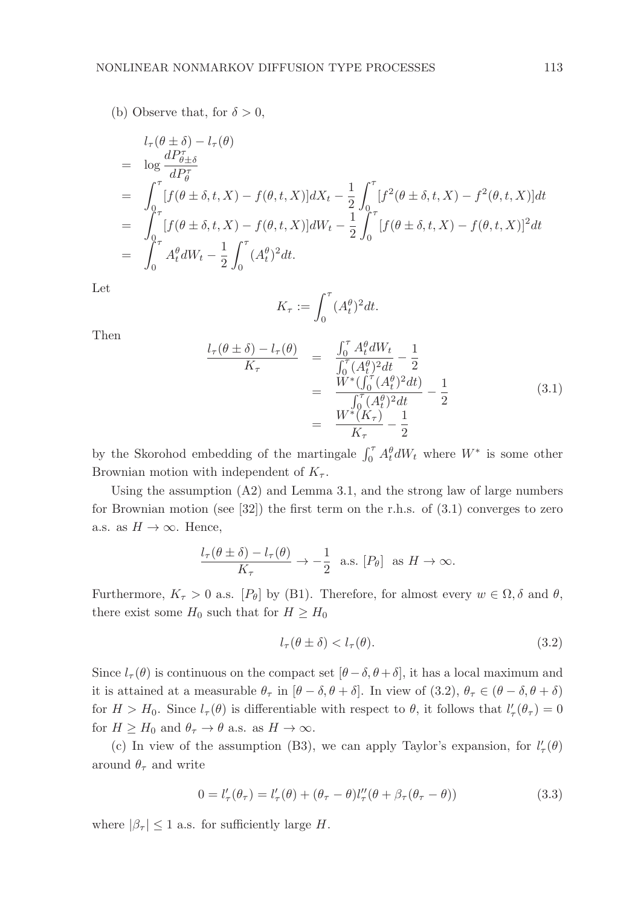(b) Observe that, for $\delta > 0$,

$$
\begin{aligned}
& l_\tau(\theta \pm \delta) - l_\tau(\theta) \\
= \;& \log \frac{dP^\tau_{\theta \pm \delta}}{dP^\tau_\theta} \\
= \;& \int_0^\tau [f(\theta \pm \delta, t, X) - f(\theta, t, X)] dX_t - \frac{1}{2} \int_0^\tau [f^2(\theta \pm \delta, t, X) - f^2(\theta, t, X)] dt \\
= \;& \int_0^\tau [f(\theta \pm \delta, t, X) - f(\theta, t, X)] dW_t - \frac{1}{2} \int_0^\tau [f(\theta \pm \delta, t, X) - f(\theta, t, X)]^2 dt \\
= \;& \int_0^\tau A^\theta_t dW_t - \frac{1}{2} \int_0^\tau (A^\theta_t)^2 dt.
\end{aligned}
$$

Let

$$
K_\tau := \int_0^\tau (A^\theta_t)^2 dt.
$$

Then

$$
\begin{aligned}
\frac{l_\tau(\theta \pm \delta) - l_\tau(\theta)}{K_\tau} &= \frac{\int_0^\tau A^\theta_t dW_t}{\int_0^\tau (A^\theta_t)^2 dt} - \frac{1}{2} \\
&= \frac{W^*(\int_0^\tau (A^\theta_t)^2 dt)}{\int_0^\tau (A^\theta_t)^2 dt} - \frac{1}{2} \\
&= \frac{W^*(K_\tau)}{K_\tau} - \frac{1}{2}
\end{aligned}
\tag{3.1}
$$

by the Skorohod embedding of the martingale $\int_0^\tau A^\theta_t dW_t$ where $W^*$ is some other Brownian motion with independent of $K_\tau$.

Using the assumption (A2) and Lemma 3.1, and the strong law of large numbers for Brownian motion (see [32]) the first term on the r.h.s. of (3.1) converges to zero a.s. as $H \to \infty$. Hence,

$$
\frac{l_\tau(\theta \pm \delta) - l_\tau(\theta)}{K_\tau} \to -\frac{1}{2} \text{ a.s. } [P_\theta] \text{ as } H \to \infty.
$$

Furthermore, $K_\tau > 0$ a.s. $[P_\theta]$ by (B1). Therefore, for almost every $w \in \Omega, \delta$ and $\theta$, there exist some $H_0$ such that for $H \geq H_0$

$$
l_\tau(\theta \pm \delta) < l_\tau(\theta). \tag{3.2}
$$

Since $l_\tau(\theta)$ is continuous on the compact set $[\theta - \delta, \theta + \delta]$, it has a local maximum and it is attained at a measurable $\theta_\tau$ in $[\theta - \delta, \theta + \delta]$. In view of (3.2), $\theta_\tau \in (\theta - \delta, \theta + \delta)$ for $H > H_0$. Since $l_\tau(\theta)$ is differentiable with respect to $\theta$, it follows that $l'_\tau(\theta_\tau) = 0$ for $H \geq H_0$ and $\theta_\tau \to \theta$ a.s. as $H \to \infty$.

(c) In view of the assumption (B3), we can apply Taylor's expansion, for $l'_\tau(\theta)$ around $\theta_\tau$ and write

$$
0 = l'_\tau(\theta_\tau) = l'_\tau(\theta) + (\theta_\tau - \theta) l''_\tau(\theta + \beta_\tau(\theta_\tau - \theta)) \tag{3.3}
$$

where $|\beta_\tau| \leq 1$ a.s. for sufficiently large $H$.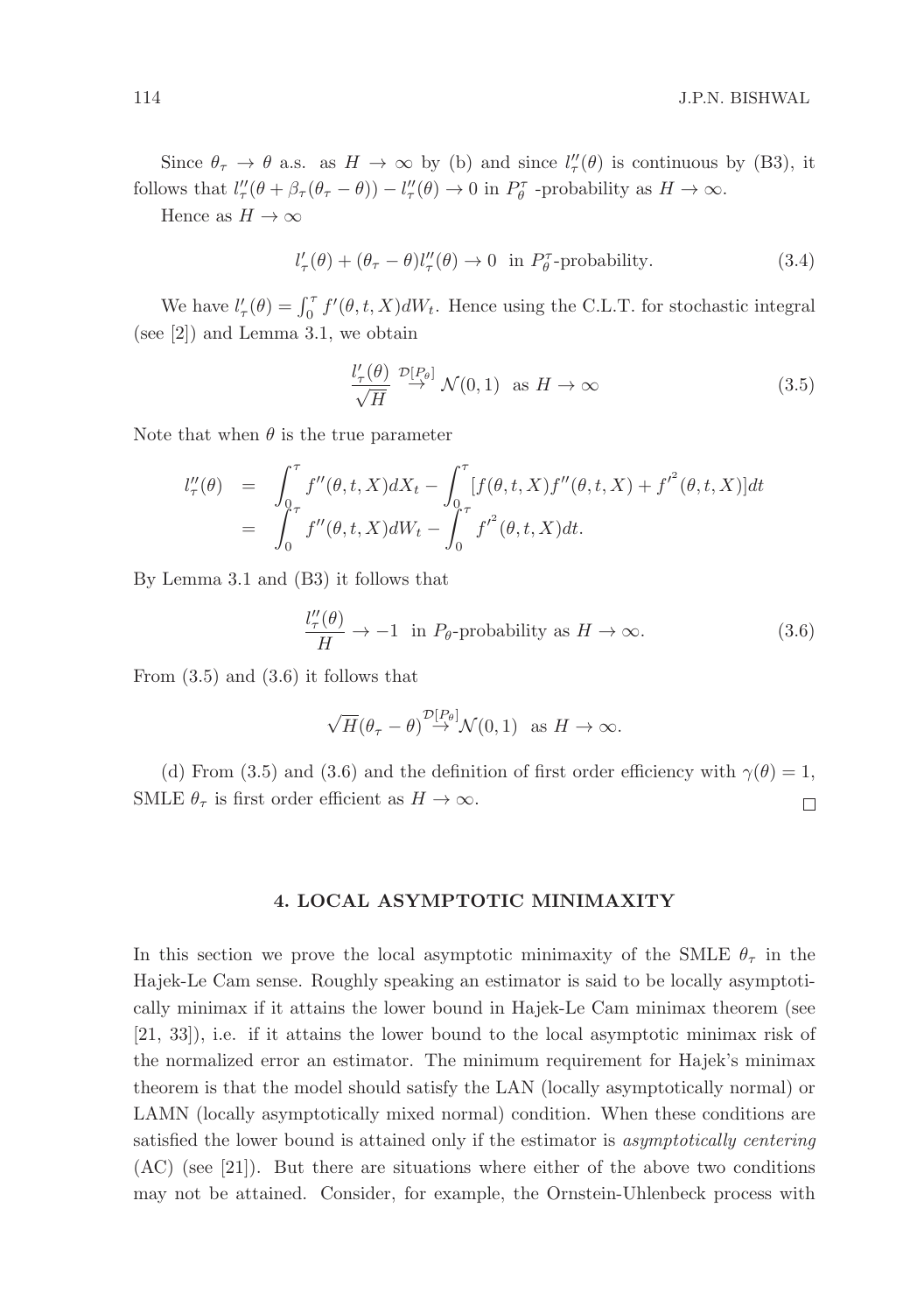Since $\theta_\tau \to \theta$ a.s. as $H \to \infty$ by (b) and since $l''_\tau(\theta)$ is continuous by (B3), it follows that $l''_\tau(\theta + \beta_\tau(\theta_\tau - \theta)) - l''_\tau(\theta) \to 0$ in $P^\tau_\theta$ -probability as $H \to \infty$.

Hence as $H \to \infty$

$$l'_\tau(\theta) + (\theta_\tau - \theta) l''_\tau(\theta) \to 0 \ \text{ in } P^\tau_\theta\text{-probability.} \tag{3.4}$$

We have $l'_\tau(\theta) = \int_0^\tau f'(\theta, t, X) dW_t$. Hence using the C.L.T. for stochastic integral (see [2]) and Lemma 3.1, we obtain

$$\frac{l'_\tau(\theta)}{\sqrt{H}} \stackrel{\mathcal{D}[P_\theta]}{\rightarrow} \mathcal{N}(0,1) \ \text{ as } H \to \infty \tag{3.5}$$

Note that when $\theta$ is the true parameter

$$\begin{aligned} l''_\tau(\theta) &= \int_0^\tau f''(\theta, t, X) dX_t - \int_0^\tau [f(\theta, t, X) f''(\theta, t, X) + f'^2(\theta, t, X)] dt \\ &= \int_0^\tau f''(\theta, t, X) dW_t - \int_0^\tau f'^2(\theta, t, X) dt. \end{aligned}$$

By Lemma 3.1 and (B3) it follows that

$$\frac{l''_\tau(\theta)}{H} \to -1 \ \text{ in } P_\theta\text{-probability as } H \to \infty. \tag{3.6}$$

From (3.5) and (3.6) it follows that

$$\sqrt{H}(\theta_\tau - \theta) \stackrel{\mathcal{D}[P_\theta]}{\rightarrow} \mathcal{N}(0,1) \ \text{ as } H \to \infty.$$

(d) From (3.5) and (3.6) and the definition of first order efficiency with $\gamma(\theta) = 1$, SMLE $\theta_\tau$ is first order efficient as $H \to \infty$. □

## 4. LOCAL ASYMPTOTIC MINIMAXITY

In this section we prove the local asymptotic minimaxity of the SMLE $\theta_\tau$ in the Hajek-Le Cam sense. Roughly speaking an estimator is said to be locally asymptotically minimax if it attains the lower bound in Hajek-Le Cam minimax theorem (see [21, 33]), i.e. if it attains the lower bound to the local asymptotic minimax risk of the normalized error an estimator. The minimum requirement for Hajek's minimax theorem is that the model should satisfy the LAN (locally asymptotically normal) or LAMN (locally asymptotically mixed normal) condition. When these conditions are satisfied the lower bound is attained only if the estimator is *asymptotically centering* (AC) (see [21]). But there are situations where either of the above two conditions may not be attained. Consider, for example, the Ornstein-Uhlenbeck process with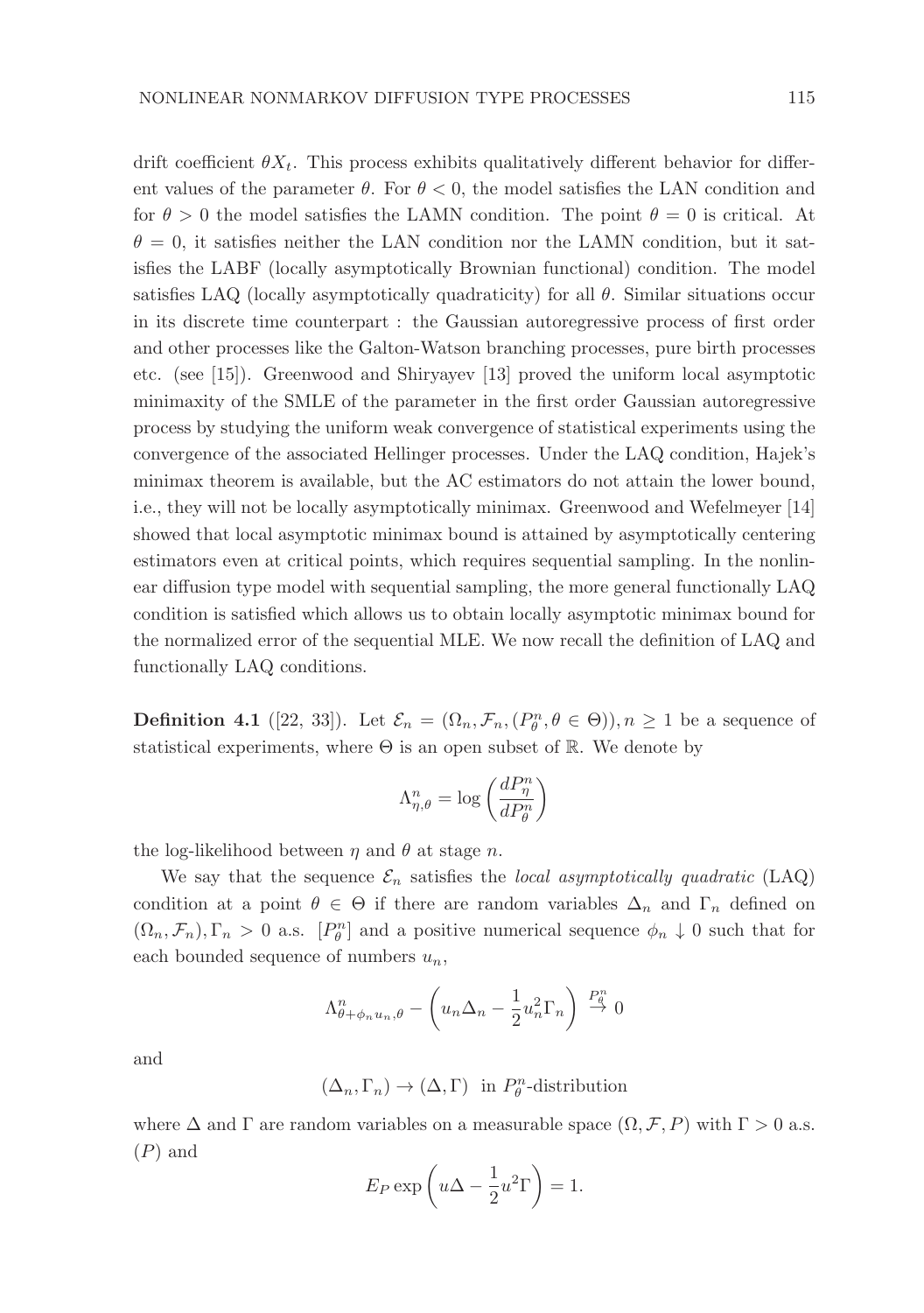drift coefficient $\theta X_t$. This process exhibits qualitatively different behavior for different values of the parameter $\theta$. For $\theta < 0$, the model satisfies the LAN condition and for $\theta > 0$ the model satisfies the LAMN condition. The point $\theta = 0$ is critical. At $\theta = 0$, it satisfies neither the LAN condition nor the LAMN condition, but it satisfies the LABF (locally asymptotically Brownian functional) condition. The model satisfies LAQ (locally asymptotically quadraticity) for all $\theta$. Similar situations occur in its discrete time counterpart : the Gaussian autoregressive process of first order and other processes like the Galton-Watson branching processes, pure birth processes etc. (see [15]). Greenwood and Shiryayev [13] proved the uniform local asymptotic minimaxity of the SMLE of the parameter in the first order Gaussian autoregressive process by studying the uniform weak convergence of statistical experiments using the convergence of the associated Hellinger processes. Under the LAQ condition, Hajek's minimax theorem is available, but the AC estimators do not attain the lower bound, i.e., they will not be locally asymptotically minimax. Greenwood and Wefelmeyer [14] showed that local asymptotic minimax bound is attained by asymptotically centering estimators even at critical points, which requires sequential sampling. In the nonlinear diffusion type model with sequential sampling, the more general functionally LAQ condition is satisfied which allows us to obtain locally asymptotic minimax bound for the normalized error of the sequential MLE. We now recall the definition of LAQ and functionally LAQ conditions.

**Definition 4.1** ([22, 33]). Let $\mathcal{E}_n = (\Omega_n, \mathcal{F}_n, (P_\theta^n, \theta \in \Theta)), n \geq 1$ be a sequence of statistical experiments, where $\Theta$ is an open subset of $\mathbb{R}$. We denote by

$$\Lambda_{\eta,\theta}^n = \log\left(\frac{dP_\eta^n}{dP_\theta^n}\right)$$

the log-likelihood between $\eta$ and $\theta$ at stage $n$.

We say that the sequence $\mathcal{E}_n$ satisfies the *local asymptotically quadratic* (LAQ) condition at a point $\theta \in \Theta$ if there are random variables $\Delta_n$ and $\Gamma_n$ defined on $(\Omega_n, \mathcal{F}_n), \Gamma_n > 0$ a.s. $[P_\theta^n]$ and a positive numerical sequence $\phi_n \downarrow 0$ such that for each bounded sequence of numbers $u_n$,

$$\Lambda_{\theta+\phi_n u_n,\theta}^n - \left(u_n \Delta_n - \frac{1}{2}u_n^2 \Gamma_n\right) \stackrel{P_\theta^n}{\to} 0$$

and

$$(\Delta_n, \Gamma_n) \to (\Delta, \Gamma) \text{ in } P_\theta^n\text{-distribution}$$

where $\Delta$ and $\Gamma$ are random variables on a measurable space $(\Omega, \mathcal{F}, P)$ with $\Gamma > 0$ a.s. $(P)$ and

$$E_P \exp\left(u\Delta - \frac{1}{2}u^2\Gamma\right) = 1.$$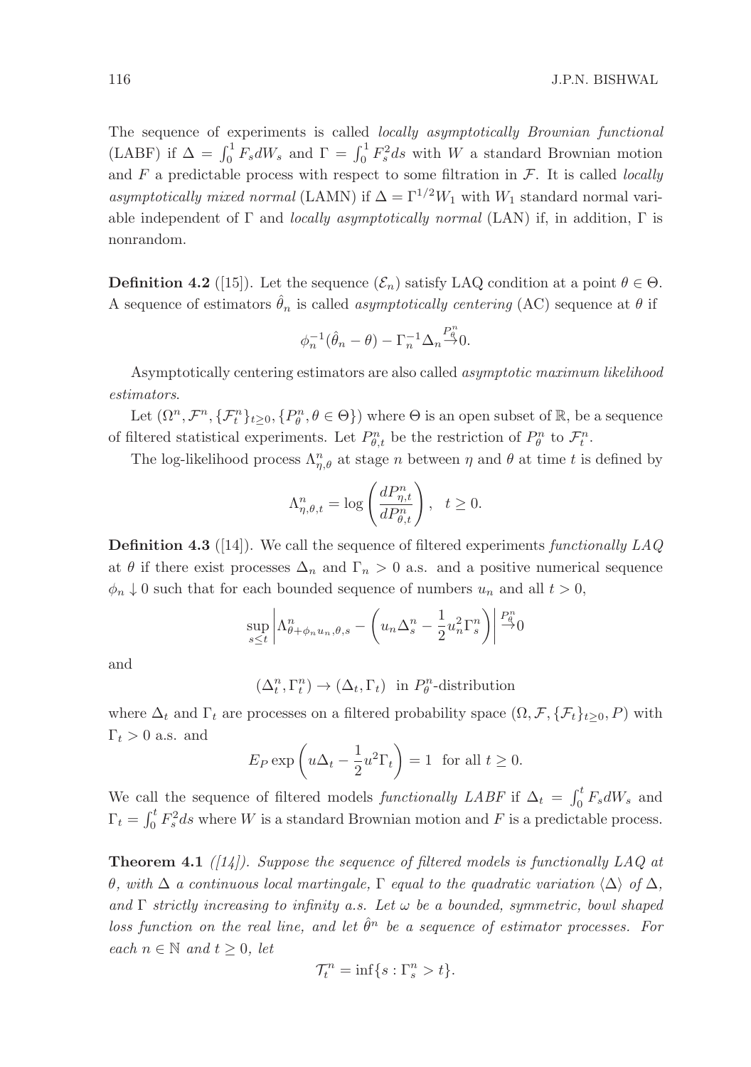The sequence of experiments is called *locally asymptotically Brownian functional* (LABF) if $\Delta = \int_0^1 F_s dW_s$ and $\Gamma = \int_0^1 F_s^2 ds$ with $W$ a standard Brownian motion and $F$ a predictable process with respect to some filtration in $\mathcal{F}$. It is called *locally asymptotically mixed normal* (LAMN) if $\Delta = \Gamma^{1/2} W_1$ with $W_1$ standard normal variable independent of $\Gamma$ and *locally asymptotically normal* (LAN) if, in addition, $\Gamma$ is nonrandom.

**Definition 4.2** ([15]). Let the sequence $(\mathcal{E}_n)$ satisfy LAQ condition at a point $\theta \in \Theta$. A sequence of estimators $\hat{\theta}_n$ is called *asymptotically centering* (AC) sequence at $\theta$ if

$$\phi_n^{-1}(\hat{\theta}_n - \theta) - \Gamma_n^{-1}\Delta_n \stackrel{P_\theta^n}{\to} 0.$$

Asymptotically centering estimators are also called *asymptotic maximum likelihood estimators*.

Let $(\Omega^n, \mathcal{F}^n, \{\mathcal{F}_t^n\}_{t\geq 0}, \{P_\theta^n, \theta \in \Theta\})$ where $\Theta$ is an open subset of $\mathbb{R}$, be a sequence of filtered statistical experiments. Let $P_{\theta,t}^n$ be the restriction of $P_\theta^n$ to $\mathcal{F}_t^n$.

The log-likelihood process $\Lambda_{\eta,\theta}^n$ at stage $n$ between $\eta$ and $\theta$ at time $t$ is defined by

$$\Lambda_{\eta,\theta,t}^n = \log\left(\frac{dP_{\eta,t}^n}{dP_{\theta,t}^n}\right), \quad t \geq 0.$$

**Definition 4.3** ([14]). We call the sequence of filtered experiments *functionally LAQ* at $\theta$ if there exist processes $\Delta_n$ and $\Gamma_n > 0$ a.s. and a positive numerical sequence $\phi_n \downarrow 0$ such that for each bounded sequence of numbers $u_n$ and all $t > 0$,

$$\sup_{s\leq t}\left|\Lambda_{\theta+\phi_n u_n,\theta,s}^n - \left(u_n\Delta_s^n - \frac{1}{2}u_n^2\Gamma_s^n\right)\right| \stackrel{P_\theta^n}{\to} 0$$

and

$$(\Delta_t^n, \Gamma_t^n) \to (\Delta_t, \Gamma_t) \text{ in } P_\theta^n\text{-distribution}$$

where $\Delta_t$ and $\Gamma_t$ are processes on a filtered probability space $(\Omega, \mathcal{F}, \{\mathcal{F}_t\}_{t\geq 0}, P)$ with $\Gamma_t > 0$ a.s. and

$$E_P \exp\left(u\Delta_t - \frac{1}{2}u^2\Gamma_t\right) = 1 \text{ for all } t \geq 0.$$

We call the sequence of filtered models *functionally LABF* if $\Delta_t = \int_0^t F_s dW_s$ and $\Gamma_t = \int_0^t F_s^2 ds$ where $W$ is a standard Brownian motion and $F$ is a predictable process.

**Theorem 4.1** *([14]). Suppose the sequence of filtered models is functionally LAQ at $\theta$, with $\Delta$ a continuous local martingale, $\Gamma$ equal to the quadratic variation $\langle\Delta\rangle$ of $\Delta$, and $\Gamma$ strictly increasing to infinity a.s. Let $\omega$ be a bounded, symmetric, bowl shaped loss function on the real line, and let $\hat{\theta}^n$ be a sequence of estimator processes. For each $n \in \mathbb{N}$ and $t \geq 0$, let*

$$\mathcal{T}_t^n = \inf\{s : \Gamma_s^n > t\}.$$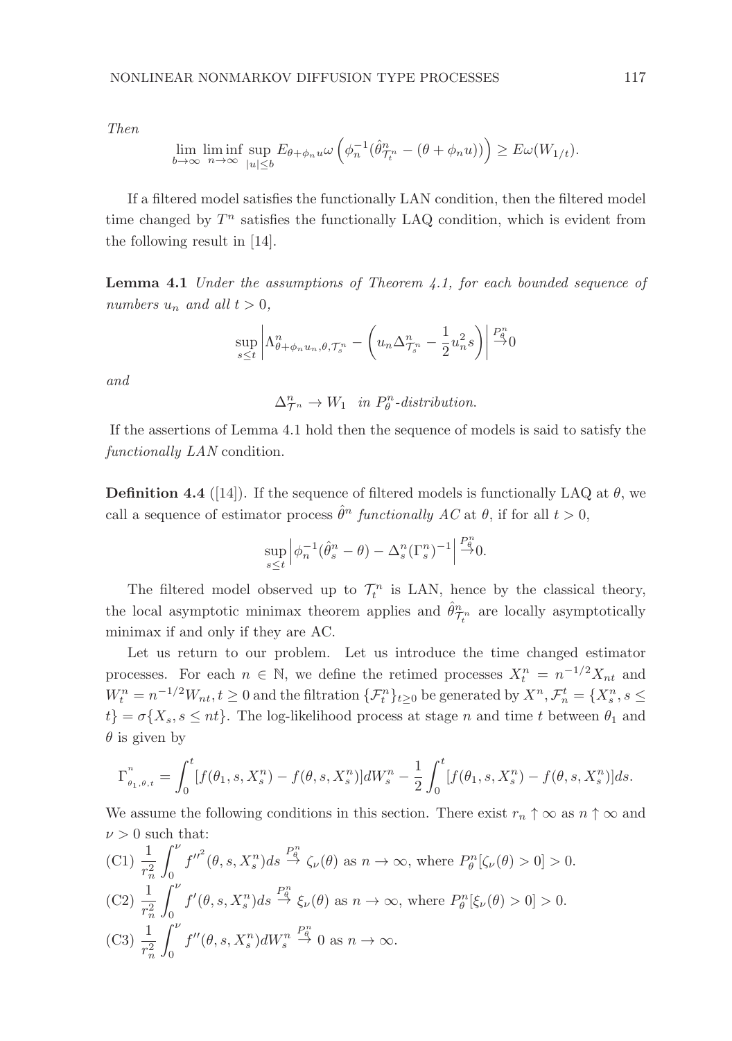*Then*

$$\lim_{b\to\infty}\liminf_{n\to\infty}\sup_{|u|\le b} E_{\theta+\phi_n u}\omega\left(\phi_n^{-1}(\hat{\theta}^n_{\mathcal{T}^n_t}-(\theta+\phi_n u))\right)\ge E\omega(W_{1/t}).$$

If a filtered model satisfies the functionally LAN condition, then the filtered model time changed by $T^n$ satisfies the functionally LAQ condition, which is evident from the following result in [14].

**Lemma 4.1** *Under the assumptions of Theorem 4.1, for each bounded sequence of numbers $u_n$ and all $t>0$,*

$$\sup_{s\le t}\left|\Lambda^n_{\theta+\phi_n u_n,\theta,\mathcal{T}^n_s}-\left(u_n\Delta^n_{\mathcal{T}^n_s}-\frac{1}{2}u_n^2 s\right)\right|\overset{P^n_\theta}{\to}0$$

*and*

$$\Delta^n_{\mathcal{T}^n}\to W_1 \quad \textit{in } P^n_\theta\textit{-distribution.}$$

If the assertions of Lemma 4.1 hold then the sequence of models is said to satisfy the *functionally LAN* condition.

**Definition 4.4** ([14]). If the sequence of filtered models is functionally LAQ at $\theta$, we call a sequence of estimator process $\hat{\theta}^n$ *functionally AC* at $\theta$, if for all $t>0$,

$$\sup_{s\le t}\left|\phi_n^{-1}(\hat{\theta}^n_s-\theta)-\Delta^n_s(\Gamma^n_s)^{-1}\right|\overset{P^n_\theta}{\to}0.$$

The filtered model observed up to $\mathcal{T}^n_t$ is LAN, hence by the classical theory, the local asymptotic minimax theorem applies and $\hat{\theta}^n_{\mathcal{T}^n_t}$ are locally asymptotically minimax if and only if they are AC.

Let us return to our problem. Let us introduce the time changed estimator processes. For each $n\in\mathbb{N}$, we define the retimed processes $X^n_t=n^{-1/2}X_{nt}$ and $W^n_t=n^{-1/2}W_{nt}, t\ge 0$ and the filtration $\{\mathcal{F}^n_t\}_{t\ge0}$ be generated by $X^n, \mathcal{F}^t_n=\{X^n_s, s\le t\}=\sigma\{X_s, s\le nt\}$. The log-likelihood process at stage $n$ and time $t$ between $\theta_1$ and $\theta$ is given by

$$\Gamma^n_{\theta_1,\theta,t}=\int_0^t[f(\theta_1,s,X^n_s)-f(\theta,s,X^n_s)]dW^n_s-\frac{1}{2}\int_0^t[f(\theta_1,s,X^n_s)-f(\theta,s,X^n_s)]ds.$$

We assume the following conditions in this section. There exist $r_n\uparrow\infty$ as $n\uparrow\infty$ and $\nu>0$ such that:

(C1) $\displaystyle\frac{1}{r_n^2}\int_0^\nu f''^2(\theta,s,X^n_s)ds\overset{P^n_\theta}{\to}\zeta_\nu(\theta)$ as $n\to\infty$, where $P^n_\theta[\zeta_\nu(\theta)>0]>0$.

(C2) $\displaystyle\frac{1}{r_n^2}\int_0^\nu f'(\theta,s,X^n_s)ds\overset{P^n_\theta}{\to}\xi_\nu(\theta)$ as $n\to\infty$, where $P^n_\theta[\xi_\nu(\theta)>0]>0$.

(C3) $\displaystyle\frac{1}{r_n^2}\int_0^\nu f''(\theta,s,X^n_s)dW^n_s\overset{P^n_\theta}{\to}0$ as $n\to\infty$.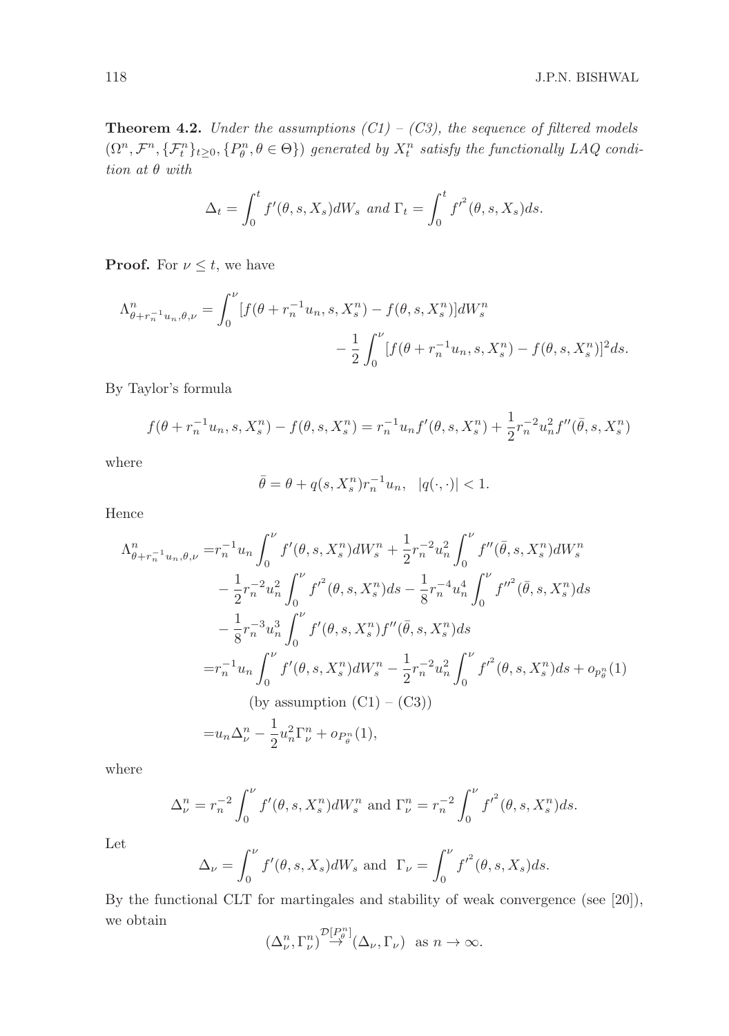**Theorem 4.2.** *Under the assumptions (C1) – (C3), the sequence of filtered models $(\Omega^n, \mathcal{F}^n, \{\mathcal{F}_t^n\}_{t\geq 0}, \{P_\theta^n, \theta \in \Theta\})$ generated by $X_t^n$ satisfy the functionally LAQ condition at $\theta$ with*

$$\Delta_t = \int_0^t f'(\theta, s, X_s) dW_s \text{ and } \Gamma_t = \int_0^t f'^2(\theta, s, X_s) ds.$$

**Proof.** For $\nu \leq t$, we have

$$\Lambda^n_{\theta + r_n^{-1} u_n, \theta, \nu} = \int_0^\nu [f(\theta + r_n^{-1} u_n, s, X_s^n) - f(\theta, s, X_s^n)] dW_s^n - \frac{1}{2} \int_0^\nu [f(\theta + r_n^{-1} u_n, s, X_s^n) - f(\theta, s, X_s^n)]^2 ds.$$

By Taylor's formula

$$f(\theta + r_n^{-1} u_n, s, X_s^n) - f(\theta, s, X_s^n) = r_n^{-1} u_n f'(\theta, s, X_s^n) + \frac{1}{2} r_n^{-2} u_n^2 f''(\bar{\theta}, s, X_s^n)$$

where

$$\bar{\theta} = \theta + q(s, X_s^n) r_n^{-1} u_n, \quad |q(\cdot, \cdot)| < 1.$$

Hence

$$\begin{aligned}
\Lambda^n_{\theta + r_n^{-1} u_n, \theta, \nu} =& r_n^{-1} u_n \int_0^\nu f'(\theta, s, X_s^n) dW_s^n + \frac{1}{2} r_n^{-2} u_n^2 \int_0^\nu f''(\bar{\theta}, s, X_s^n) dW_s^n \\
& - \frac{1}{2} r_n^{-2} u_n^2 \int_0^\nu f'^2(\theta, s, X_s^n) ds - \frac{1}{8} r_n^{-4} u_n^4 \int_0^\nu f''^2(\bar{\theta}, s, X_s^n) ds \\
& - \frac{1}{8} r_n^{-3} u_n^3 \int_0^\nu f'(\theta, s, X_s^n) f''(\bar{\theta}, s, X_s^n) ds \\
=& r_n^{-1} u_n \int_0^\nu f'(\theta, s, X_s^n) dW_s^n - \frac{1}{2} r_n^{-2} u_n^2 \int_0^\nu f'^2(\theta, s, X_s^n) ds + o_{P_\theta^n}(1) \\
& \text{(by assumption (C1) – (C3))} \\
=& u_n \Delta_\nu^n - \frac{1}{2} u_n^2 \Gamma_\nu^n + o_{P_\theta^n}(1),
\end{aligned}$$

where

$$\Delta_\nu^n = r_n^{-2} \int_0^\nu f'(\theta, s, X_s^n) dW_s^n \text{ and } \Gamma_\nu^n = r_n^{-2} \int_0^\nu f'^2(\theta, s, X_s^n) ds.$$

Let

$$\Delta_\nu = \int_0^\nu f'(\theta, s, X_s) dW_s \text{ and } \Gamma_\nu = \int_0^\nu f'^2(\theta, s, X_s) ds.$$

By the functional CLT for martingales and stability of weak convergence (see [20]), we obtain

$$(\Delta_\nu^n, \Gamma_\nu^n) \overset{\mathcal{D}[P_\theta^n]}{\rightarrow} (\Delta_\nu, \Gamma_\nu) \quad \text{as } n \to \infty.$$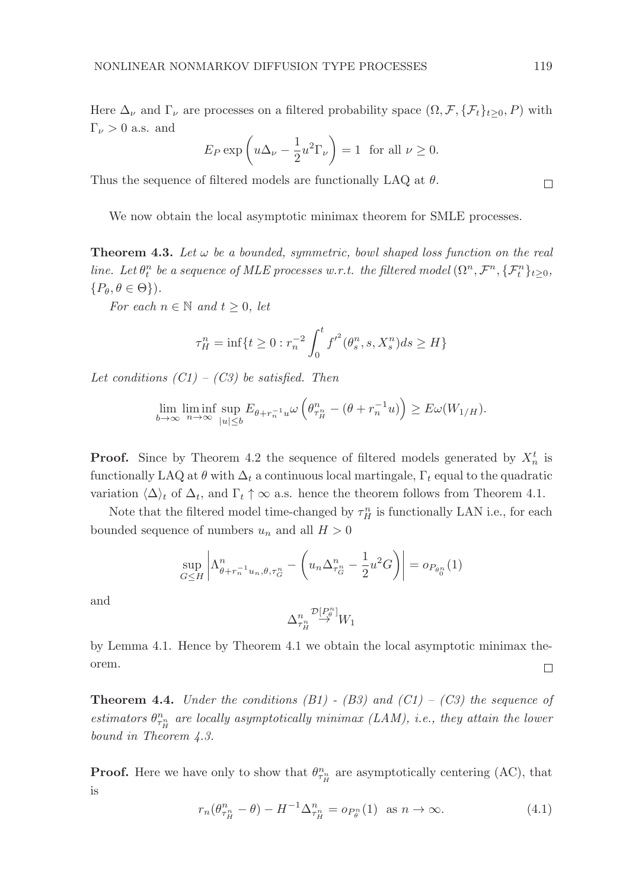Here $\Delta_\nu$ and $\Gamma_\nu$ are processes on a filtered probability space $(\Omega, \mathcal{F}, \{\mathcal{F}_t\}_{t\geq 0}, P)$ with $\Gamma_\nu > 0$ a.s. and

$$E_P \exp\left(u\Delta_\nu - \frac{1}{2}u^2\Gamma_\nu\right) = 1 \;\text{ for all } \nu \geq 0.$$

Thus the sequence of filtered models are functionally LAQ at $\theta$. □

We now obtain the local asymptotic minimax theorem for SMLE processes.

**Theorem 4.3.** *Let $\omega$ be a bounded, symmetric, bowl shaped loss function on the real line. Let $\theta_t^n$ be a sequence of MLE processes w.r.t. the filtered model $(\Omega^n, \mathcal{F}^n, \{\mathcal{F}_t^n\}_{t\geq 0}, \{P_\theta, \theta \in \Theta\})$.*

*For each $n \in \mathbb{N}$ and $t \geq 0$, let*

$$\tau_H^n = \inf\{t \geq 0 : r_n^{-2}\int_0^t f'^2(\theta_s^n, s, X_s^n)ds \geq H\}$$

*Let conditions (C1) – (C3) be satisfied. Then*

$$\lim_{b\to\infty}\liminf_{n\to\infty}\sup_{|u|\leq b} E_{\theta+r_n^{-1}u}\,\omega\left(\theta_{\tau_H^n}^n - (\theta + r_n^{-1}u)\right) \geq E\omega(W_{1/H}).$$

**Proof.** Since by Theorem 4.2 the sequence of filtered models generated by $X_n^t$ is functionally LAQ at $\theta$ with $\Delta_t$ a continuous local martingale, $\Gamma_t$ equal to the quadratic variation $\langle\Delta\rangle_t$ of $\Delta_t$, and $\Gamma_t \uparrow \infty$ a.s. hence the theorem follows from Theorem 4.1.

Note that the filtered model time-changed by $\tau_H^n$ is functionally LAN i.e., for each bounded sequence of numbers $u_n$ and all $H > 0$

$$\sup_{G\leq H}\left|\Lambda^n_{\theta+r_n^{-1}u_n,\theta,\tau_G^n} - \left(u_n\Delta^n_{\tau_G^n} - \frac{1}{2}u^2G\right)\right| = o_{P_{\theta_0^n}}(1)$$

and

$$\Delta^n_{\tau_H^n} \overset{\mathcal{D}[P_\theta^n]}{\to} W_1$$

by Lemma 4.1. Hence by Theorem 4.1 we obtain the local asymptotic minimax theorem. □

**Theorem 4.4.** *Under the conditions (B1) - (B3) and (C1) – (C3) the sequence of estimators $\theta^n_{\tau_H^n}$ are locally asymptotically minimax (LAM), i.e., they attain the lower bound in Theorem 4.3.*

**Proof.** Here we have only to show that $\theta^n_{\tau_H^n}$ are asymptotically centering (AC), that is

$$r_n(\theta^n_{\tau_H^n} - \theta) - H^{-1}\Delta^n_{\tau_H^n} = o_{P_\theta^n}(1) \;\text{ as } n \to \infty. \tag{4.1}$$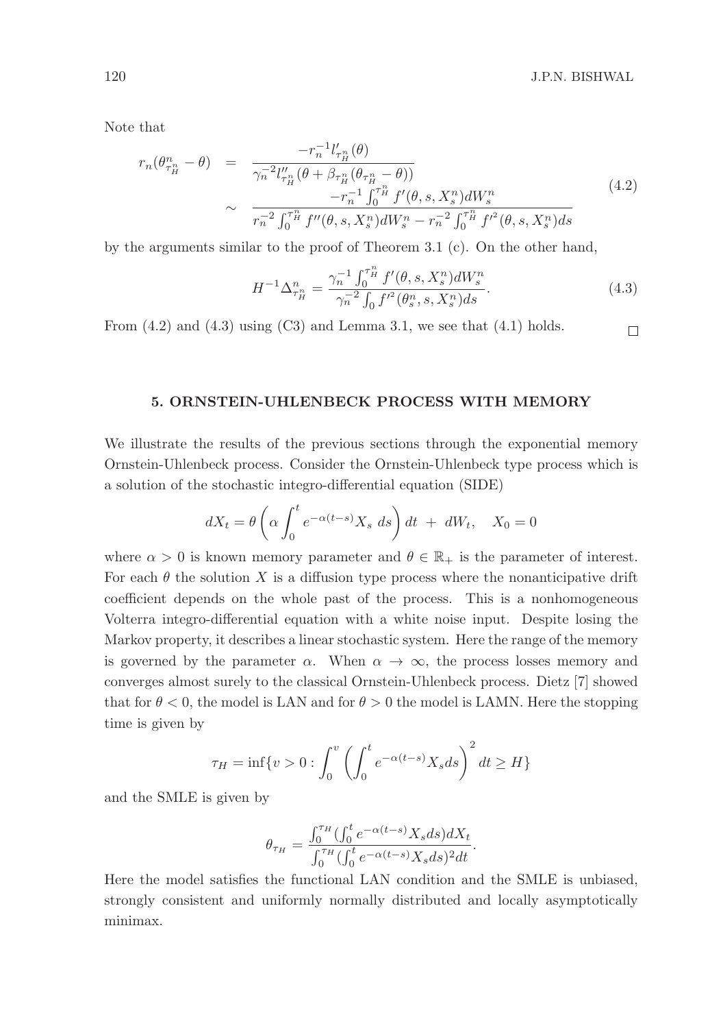Note that

$$
\begin{aligned}
r_n(\theta^n_{\tau^n_H} - \theta) &= \frac{-r_n^{-1} l'_{\tau^n_H}(\theta)}{\gamma_n^{-2} l''_{\tau^n_H}(\theta + \beta_{\tau^n_H}(\theta_{\tau^n_H} - \theta))} \\
&\sim \frac{-r_n^{-1} \int_0^{\tau^n_H} f'(\theta, s, X^n_s) dW^n_s}{r_n^{-2} \int_0^{\tau^n_H} f''(\theta, s, X^n_s) dW^n_s - r_n^{-2} \int_0^{\tau^n_H} f'^2(\theta, s, X^n_s) ds}
\end{aligned} \tag{4.2}
$$

by the arguments similar to the proof of Theorem 3.1 (c). On the other hand,

$$
H^{-1} \Delta^n_{\tau^n_H} = \frac{\gamma_n^{-1} \int_0^{\tau^n_H} f'(\theta, s, X^n_s) dW^n_s}{\gamma_n^{-2} \int_0 f'^2(\theta^n_s, s, X^n_s) ds}. \tag{4.3}
$$

From (4.2) and (4.3) using (C3) and Lemma 3.1, we see that (4.1) holds. □

## 5. ORNSTEIN-UHLENBECK PROCESS WITH MEMORY

We illustrate the results of the previous sections through the exponential memory Ornstein-Uhlenbeck process. Consider the Ornstein-Uhlenbeck type process which is a solution of the stochastic integro-differential equation (SIDE)

$$
dX_t = \theta \left( \alpha \int_0^t e^{-\alpha(t-s)} X_s \, ds \right) dt \; + \; dW_t, \quad X_0 = 0
$$

where $\alpha > 0$ is known memory parameter and $\theta \in \mathbb{R}_+$ is the parameter of interest. For each $\theta$ the solution $X$ is a diffusion type process where the nonanticipative drift coefficient depends on the whole past of the process. This is a nonhomogeneous Volterra integro-differential equation with a white noise input. Despite losing the Markov property, it describes a linear stochastic system. Here the range of the memory is governed by the parameter $\alpha$. When $\alpha \to \infty$, the process losses memory and converges almost surely to the classical Ornstein-Uhlenbeck process. Dietz [7] showed that for $\theta < 0$, the model is LAN and for $\theta > 0$ the model is LAMN. Here the stopping time is given by

$$
\tau_H = \inf\{v > 0 : \int_0^v \left( \int_0^t e^{-\alpha(t-s)} X_s ds \right)^2 dt \geq H\}
$$

and the SMLE is given by

$$
\theta_{\tau_H} = \frac{\int_0^{\tau_H} (\int_0^t e^{-\alpha(t-s)} X_s ds) dX_t}{\int_0^{\tau_H} (\int_0^t e^{-\alpha(t-s)} X_s ds)^2 dt}.
$$

Here the model satisfies the functional LAN condition and the SMLE is unbiased, strongly consistent and uniformly normally distributed and locally asymptotically minimax.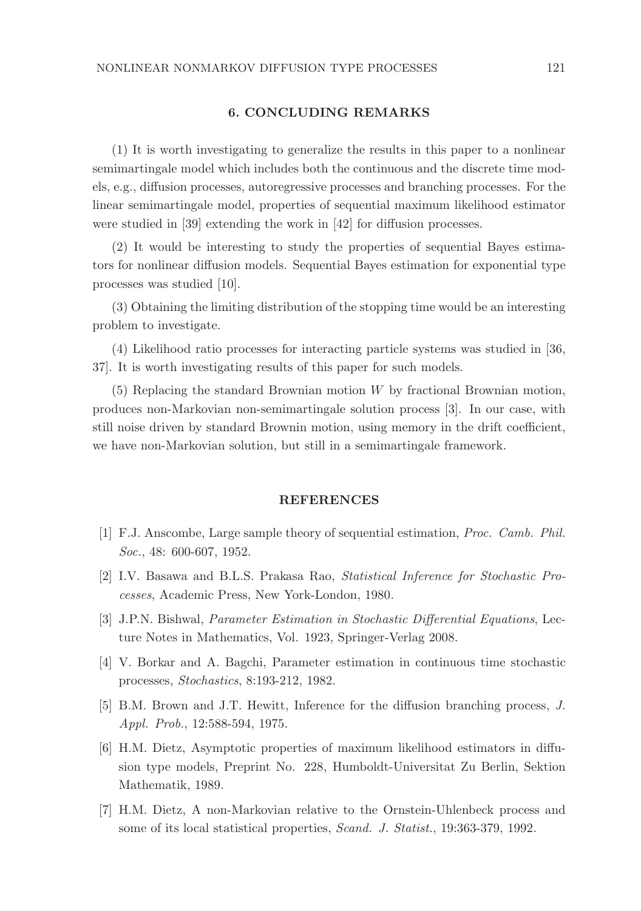## 6. CONCLUDING REMARKS

(1) It is worth investigating to generalize the results in this paper to a nonlinear semimartingale model which includes both the continuous and the discrete time models, e.g., diffusion processes, autoregressive processes and branching processes. For the linear semimartingale model, properties of sequential maximum likelihood estimator were studied in [39] extending the work in [42] for diffusion processes.

(2) It would be interesting to study the properties of sequential Bayes estimators for nonlinear diffusion models. Sequential Bayes estimation for exponential type processes was studied [10].

(3) Obtaining the limiting distribution of the stopping time would be an interesting problem to investigate.

(4) Likelihood ratio processes for interacting particle systems was studied in [36, 37]. It is worth investigating results of this paper for such models.

(5) Replacing the standard Brownian motion $W$ by fractional Brownian motion, produces non-Markovian non-semimartingale solution process [3]. In our case, with still noise driven by standard Brownin motion, using memory in the drift coefficient, we have non-Markovian solution, but still in a semimartingale framework.

## REFERENCES

[1] F.J. Anscombe, Large sample theory of sequential estimation, *Proc. Camb. Phil. Soc.*, 48: 600-607, 1952.

[2] I.V. Basawa and B.L.S. Prakasa Rao, *Statistical Inference for Stochastic Processes*, Academic Press, New York-London, 1980.

[3] J.P.N. Bishwal, *Parameter Estimation in Stochastic Differential Equations*, Lecture Notes in Mathematics, Vol. 1923, Springer-Verlag 2008.

[4] V. Borkar and A. Bagchi, Parameter estimation in continuous time stochastic processes, *Stochastics*, 8:193-212, 1982.

[5] B.M. Brown and J.T. Hewitt, Inference for the diffusion branching process, *J. Appl. Prob.*, 12:588-594, 1975.

[6] H.M. Dietz, Asymptotic properties of maximum likelihood estimators in diffusion type models, Preprint No. 228, Humboldt-Universitat Zu Berlin, Sektion Mathematik, 1989.

[7] H.M. Dietz, A non-Markovian relative to the Ornstein-Uhlenbeck process and some of its local statistical properties, *Scand. J. Statist.*, 19:363-379, 1992.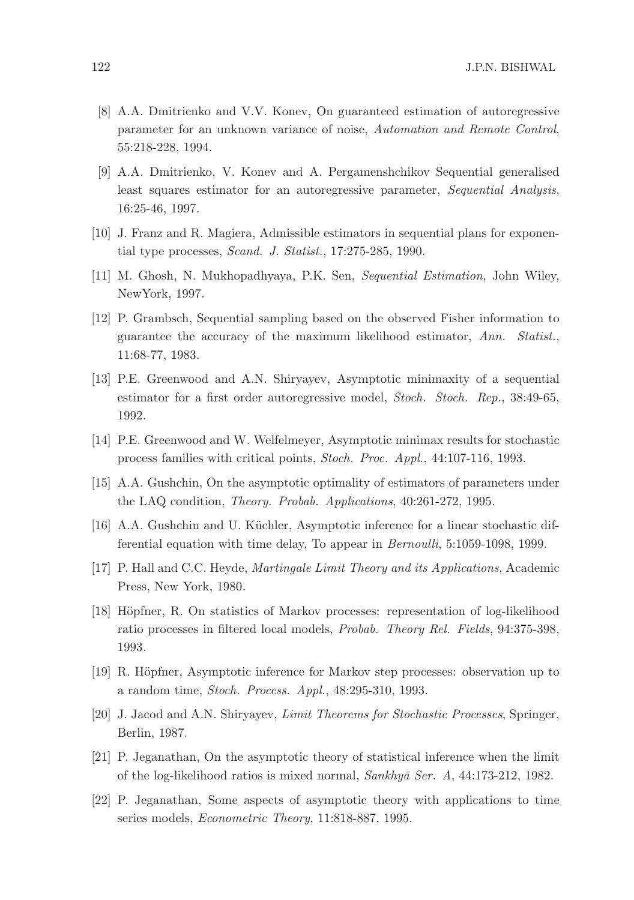[8] A.A. Dmitrienko and V.V. Konev, On guaranteed estimation of autoregressive parameter for an unknown variance of noise, *Automation and Remote Control*, 55:218-228, 1994.

[9] A.A. Dmitrienko, V. Konev and A. Pergamenshchikov Sequential generalised least squares estimator for an autoregressive parameter, *Sequential Analysis*, 16:25-46, 1997.

[10] J. Franz and R. Magiera, Admissible estimators in sequential plans for exponential type processes, *Scand. J. Statist.*, 17:275-285, 1990.

[11] M. Ghosh, N. Mukhopadhyaya, P.K. Sen, *Sequential Estimation*, John Wiley, NewYork, 1997.

[12] P. Grambsch, Sequential sampling based on the observed Fisher information to guarantee the accuracy of the maximum likelihood estimator, *Ann. Statist.*, 11:68-77, 1983.

[13] P.E. Greenwood and A.N. Shiryayev, Asymptotic minimaxity of a sequential estimator for a first order autoregressive model, *Stoch. Stoch. Rep.*, 38:49-65, 1992.

[14] P.E. Greenwood and W. Welfelmeyer, Asymptotic minimax results for stochastic process families with critical points, *Stoch. Proc. Appl.*, 44:107-116, 1993.

[15] A.A. Gushchin, On the asymptotic optimality of estimators of parameters under the LAQ condition, *Theory. Probab. Applications*, 40:261-272, 1995.

[16] A.A. Gushchin and U. Küchler, Asymptotic inference for a linear stochastic differential equation with time delay, To appear in *Bernoulli*, 5:1059-1098, 1999.

[17] P. Hall and C.C. Heyde, *Martingale Limit Theory and its Applications*, Academic Press, New York, 1980.

[18] Höpfner, R. On statistics of Markov processes: representation of log-likelihood ratio processes in filtered local models, *Probab. Theory Rel. Fields*, 94:375-398, 1993.

[19] R. Höpfner, Asymptotic inference for Markov step processes: observation up to a random time, *Stoch. Process. Appl.*, 48:295-310, 1993.

[20] J. Jacod and A.N. Shiryayev, *Limit Theorems for Stochastic Processes*, Springer, Berlin, 1987.

[21] P. Jeganathan, On the asymptotic theory of statistical inference when the limit of the log-likelihood ratios is mixed normal, *Sankhyā Ser. A*, 44:173-212, 1982.

[22] P. Jeganathan, Some aspects of asymptotic theory with applications to time series models, *Econometric Theory*, 11:818-887, 1995.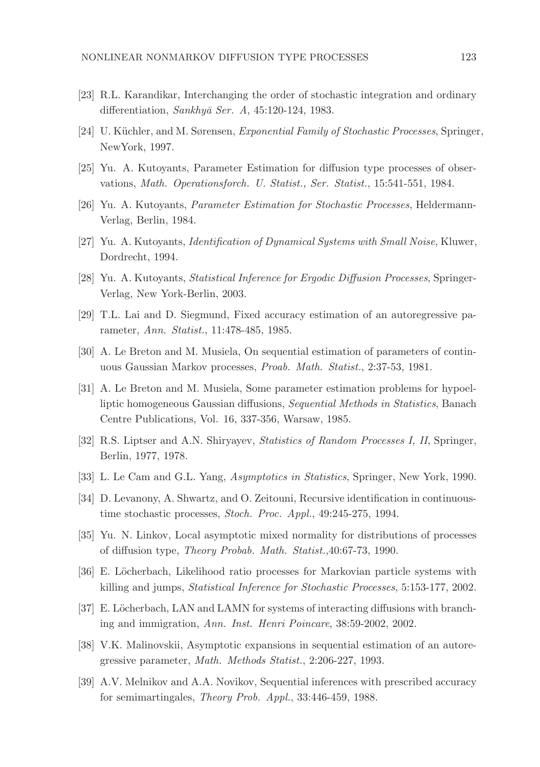[23] R.L. Karandikar, Interchanging the order of stochastic integration and ordinary differentiation, *Sankhyā Ser. A*, 45:120-124, 1983.

[24] U. Küchler, and M. Sørensen, *Exponential Family of Stochastic Processes*, Springer, NewYork, 1997.

[25] Yu. A. Kutoyants, Parameter Estimation for diffusion type processes of observations, *Math. Operationsforch. U. Statist., Ser. Statist.*, 15:541-551, 1984.

[26] Yu. A. Kutoyants, *Parameter Estimation for Stochastic Processes*, Heldermann-Verlag, Berlin, 1984.

[27] Yu. A. Kutoyants, *Identification of Dynamical Systems with Small Noise*, Kluwer, Dordrecht, 1994.

[28] Yu. A. Kutoyants, *Statistical Inference for Ergodic Diffusion Processes*, Springer-Verlag, New York-Berlin, 2003.

[29] T.L. Lai and D. Siegmund, Fixed accuracy estimation of an autoregressive parameter, *Ann. Statist.*, 11:478-485, 1985.

[30] A. Le Breton and M. Musiela, On sequential estimation of parameters of continuous Gaussian Markov processes, *Proab. Math. Statist.*, 2:37-53, 1981.

[31] A. Le Breton and M. Musiela, Some parameter estimation problems for hypoelliptic homogeneous Gaussian diffusions, *Sequential Methods in Statistics*, Banach Centre Publications, Vol. 16, 337-356, Warsaw, 1985.

[32] R.S. Liptser and A.N. Shiryayev, *Statistics of Random Processes I, II*, Springer, Berlin, 1977, 1978.

[33] L. Le Cam and G.L. Yang, *Asymptotics in Statistics*, Springer, New York, 1990.

[34] D. Levanony, A. Shwartz, and O. Zeitouni, Recursive identification in continuous-time stochastic processes, *Stoch. Proc. Appl.*, 49:245-275, 1994.

[35] Yu. N. Linkov, Local asymptotic mixed normality for distributions of processes of diffusion type, *Theory Probab. Math. Statist.*,40:67-73, 1990.

[36] E. Löcherbach, Likelihood ratio processes for Markovian particle systems with killing and jumps, *Statistical Inference for Stochastic Processes*, 5:153-177, 2002.

[37] E. Löcherbach, LAN and LAMN for systems of interacting diffusions with branching and immigration, *Ann. Inst. Henri Poincare*, 38:59-2002, 2002.

[38] V.K. Malinovskii, Asymptotic expansions in sequential estimation of an autoregressive parameter, *Math. Methods Statist.*, 2:206-227, 1993.

[39] A.V. Melnikov and A.A. Novikov, Sequential inferences with prescribed accuracy for semimartingales, *Theory Prob. Appl.*, 33:446-459, 1988.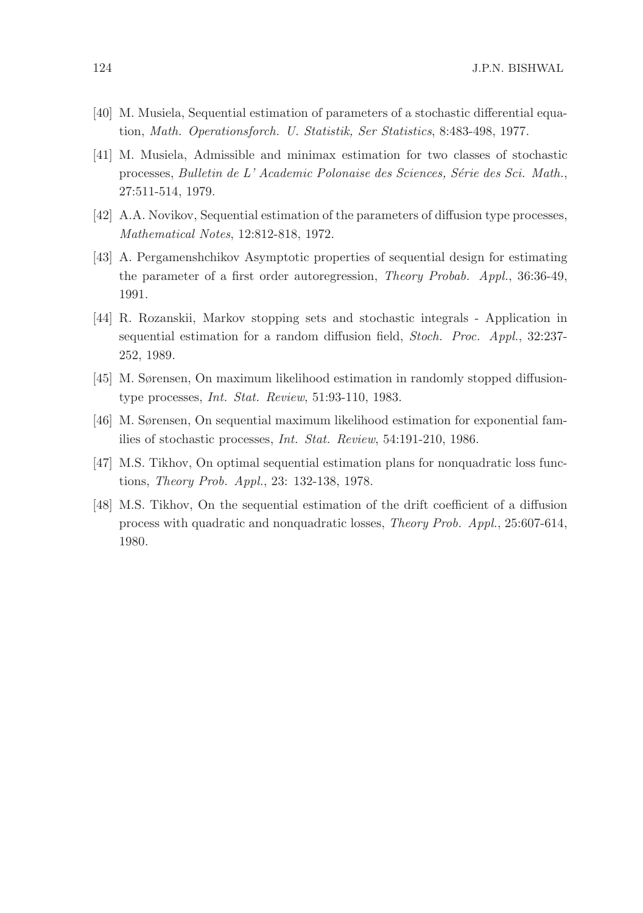[40] M. Musiela, Sequential estimation of parameters of a stochastic differential equation, *Math. Operationsforch. U. Statistik, Ser Statistics*, 8:483-498, 1977.

[41] M. Musiela, Admissible and minimax estimation for two classes of stochastic processes, *Bulletin de L' Academic Polonaise des Sciences, Série des Sci. Math.*, 27:511-514, 1979.

[42] A.A. Novikov, Sequential estimation of the parameters of diffusion type processes, *Mathematical Notes*, 12:812-818, 1972.

[43] A. Pergamenshchikov Asymptotic properties of sequential design for estimating the parameter of a first order autoregression, *Theory Probab. Appl.*, 36:36-49, 1991.

[44] R. Rozanskii, Markov stopping sets and stochastic integrals - Application in sequential estimation for a random diffusion field, *Stoch. Proc. Appl.*, 32:237-252, 1989.

[45] M. Sørensen, On maximum likelihood estimation in randomly stopped diffusion-type processes, *Int. Stat. Review*, 51:93-110, 1983.

[46] M. Sørensen, On sequential maximum likelihood estimation for exponential families of stochastic processes, *Int. Stat. Review*, 54:191-210, 1986.

[47] M.S. Tikhov, On optimal sequential estimation plans for nonquadratic loss functions, *Theory Prob. Appl.*, 23: 132-138, 1978.

[48] M.S. Tikhov, On the sequential estimation of the drift coefficient of a diffusion process with quadratic and nonquadratic losses, *Theory Prob. Appl.*, 25:607-614, 1980.